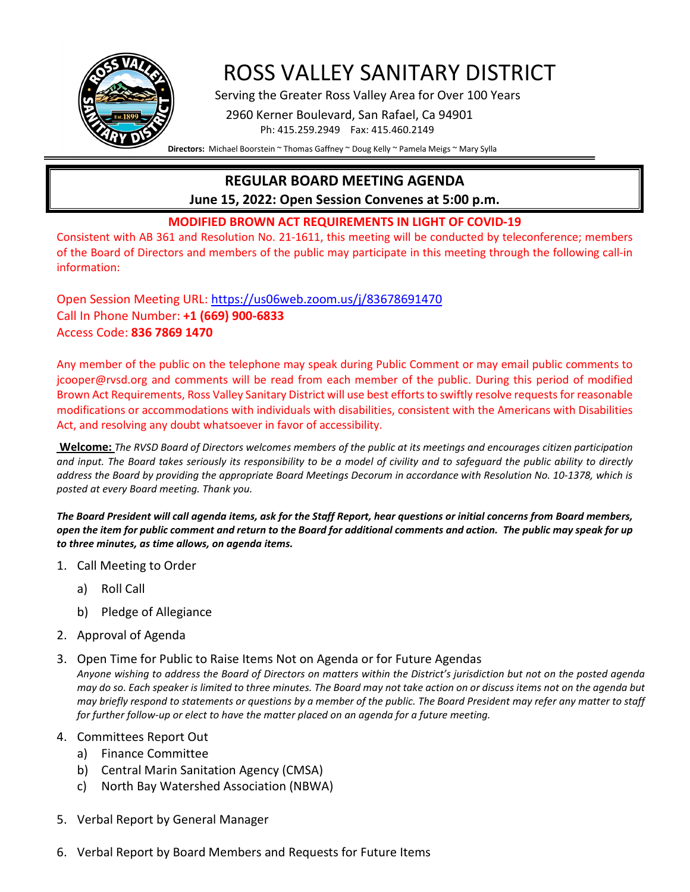# ROSS VALLEY SANITARY DISTRICT

Serving the Greater Ross Valley Area for Over 100 Years

2960 Kerner Boulevard, San Rafael, Ca 94901

Ph: 415.259.2949 Fax: 415.460.2149

**Directors:** Michael Boorstein ~ Thomas Gaffney ~ Doug Kelly ~ Pamela Meigs ~ Mary Sylla

## REGULAR BOARD MEETING AGENDA

**June 15, 2022: Open Session Convenes at 5:00 p.m.**

**MODIFIED BROWN ACT REQUIREMENTS IN LIGHT OF COVID-19**

Consistent with AB 361 and Resolution No. 21-1611, this meeting will be conducted by teleconference; members of the Board of Directors and members of the public may participate in this meeting through the following call-in information:

Open Session Meeting URL: https://us06web.zoom.us/j/83678691470
Call In Phone Number: **+1 (669) 900-6833**
Access Code: **836 7869 1470**

Any member of the public on the telephone may speak during Public Comment or may email public comments to jcooper@rvsd.org and comments will be read from each member of the public. During this period of modified Brown Act Requirements, Ross Valley Sanitary District will use best efforts to swiftly resolve requests for reasonable modifications or accommodations with individuals with disabilities, consistent with the Americans with Disabilities Act, and resolving any doubt whatsoever in favor of accessibility.

**Welcome:** *The RVSD Board of Directors welcomes members of the public at its meetings and encourages citizen participation and input. The Board takes seriously its responsibility to be a model of civility and to safeguard the public ability to directly address the Board by providing the appropriate Board Meetings Decorum in accordance with Resolution No. 10-1378, which is posted at every Board meeting. Thank you.*

***The Board President will call agenda items, ask for the Staff Report, hear questions or initial concerns from Board members, open the item for public comment and return to the Board for additional comments and action. The public may speak for up to three minutes, as time allows, on agenda items.***

1. Call Meeting to Order
   a) Roll Call
   b) Pledge of Allegiance
2. Approval of Agenda
3. Open Time for Public to Raise Items Not on Agenda or for Future Agendas
   *Anyone wishing to address the Board of Directors on matters within the District's jurisdiction but not on the posted agenda may do so. Each speaker is limited to three minutes. The Board may not take action on or discuss items not on the agenda but may briefly respond to statements or questions by a member of the public. The Board President may refer any matter to staff for further follow-up or elect to have the matter placed on an agenda for a future meeting.*
4. Committees Report Out
   a) Finance Committee
   b) Central Marin Sanitation Agency (CMSA)
   c) North Bay Watershed Association (NBWA)
5. Verbal Report by General Manager
6. Verbal Report by Board Members and Requests for Future Items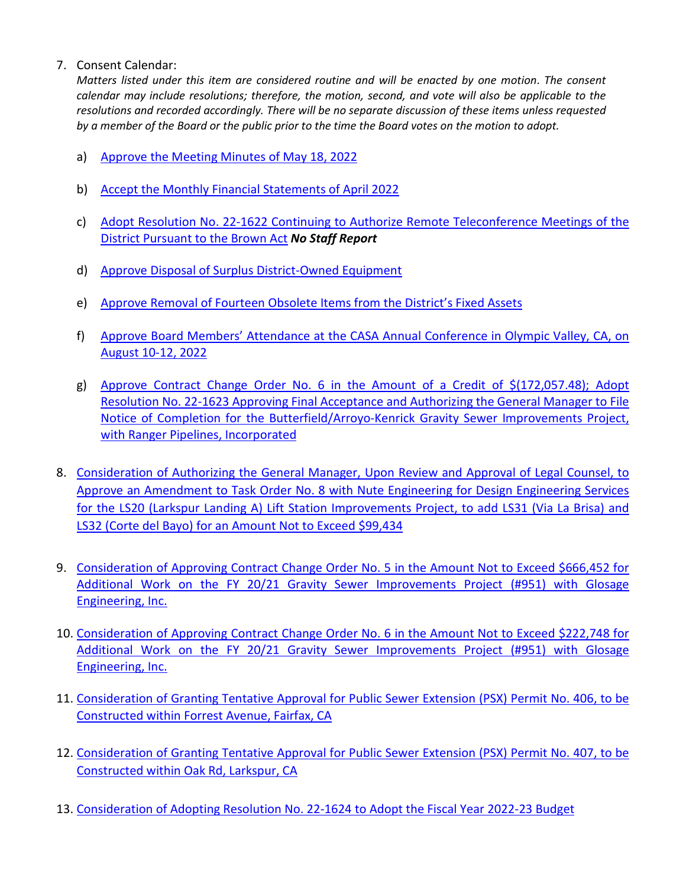7. Consent Calendar:
   *Matters listed under this item are considered routine and will be enacted by one motion. The consent calendar may include resolutions; therefore, the motion, second, and vote will also be applicable to the resolutions and recorded accordingly. There will be no separate discussion of these items unless requested by a member of the Board or the public prior to the time the Board votes on the motion to adopt.*

   a) Approve the Meeting Minutes of May 18, 2022

   b) Accept the Monthly Financial Statements of April 2022

   c) Adopt Resolution No. 22-1622 Continuing to Authorize Remote Teleconference Meetings of the District Pursuant to the Brown Act ***No Staff Report***

   d) Approve Disposal of Surplus District-Owned Equipment

   e) Approve Removal of Fourteen Obsolete Items from the District's Fixed Assets

   f) Approve Board Members' Attendance at the CASA Annual Conference in Olympic Valley, CA, on August 10-12, 2022

   g) Approve Contract Change Order No. 6 in the Amount of a Credit of $(172,057.48); Adopt Resolution No. 22-1623 Approving Final Acceptance and Authorizing the General Manager to File Notice of Completion for the Butterfield/Arroyo-Kenrick Gravity Sewer Improvements Project, with Ranger Pipelines, Incorporated

8. Consideration of Authorizing the General Manager, Upon Review and Approval of Legal Counsel, to Approve an Amendment to Task Order No. 8 with Nute Engineering for Design Engineering Services for the LS20 (Larkspur Landing A) Lift Station Improvements Project, to add LS31 (Via La Brisa) and LS32 (Corte del Bayo) for an Amount Not to Exceed $99,434

9. Consideration of Approving Contract Change Order No. 5 in the Amount Not to Exceed $666,452 for Additional Work on the FY 20/21 Gravity Sewer Improvements Project (#951) with Glosage Engineering, Inc.

10. Consideration of Approving Contract Change Order No. 6 in the Amount Not to Exceed $222,748 for Additional Work on the FY 20/21 Gravity Sewer Improvements Project (#951) with Glosage Engineering, Inc.

11. Consideration of Granting Tentative Approval for Public Sewer Extension (PSX) Permit No. 406, to be Constructed within Forrest Avenue, Fairfax, CA

12. Consideration of Granting Tentative Approval for Public Sewer Extension (PSX) Permit No. 407, to be Constructed within Oak Rd, Larkspur, CA

13. Consideration of Adopting Resolution No. 22-1624 to Adopt the Fiscal Year 2022-23 Budget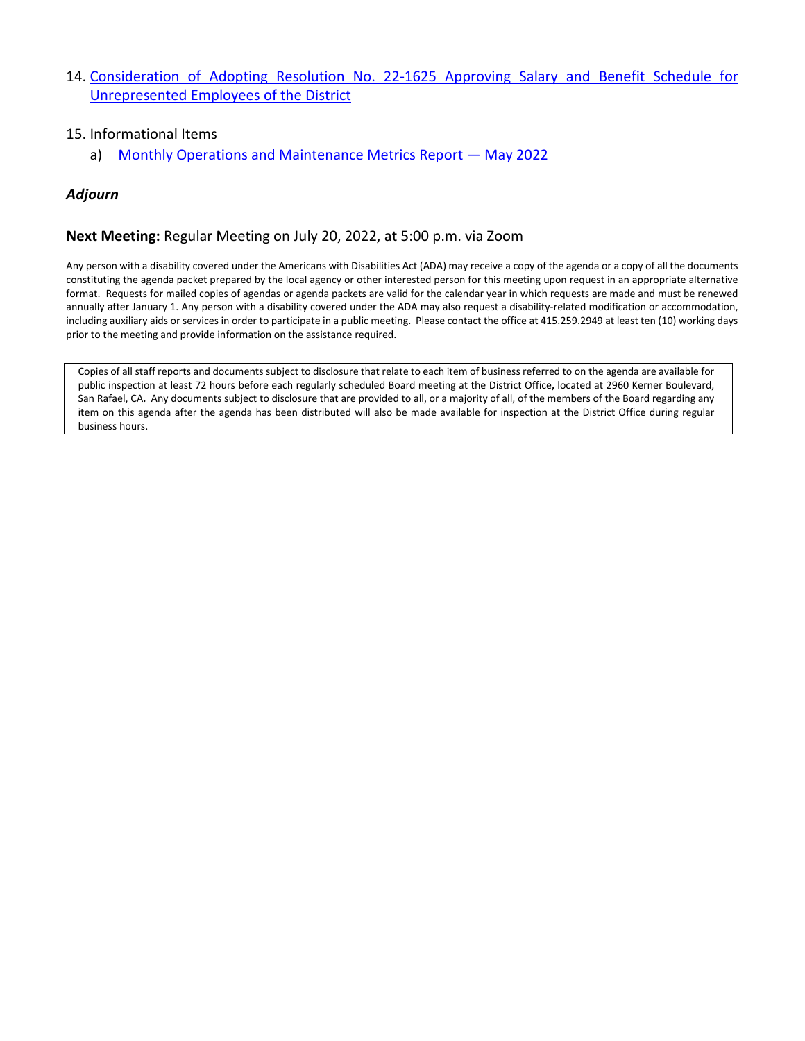14. [Consideration of Adopting Resolution No. 22-1625 Approving Salary and Benefit Schedule for Unrepresented Employees of the District]

15. Informational Items

    a) [Monthly Operations and Maintenance Metrics Report — May 2022]

***Adjourn***

**Next Meeting:** Regular Meeting on July 20, 2022, at 5:00 p.m. via Zoom

Any person with a disability covered under the Americans with Disabilities Act (ADA) may receive a copy of the agenda or a copy of all the documents constituting the agenda packet prepared by the local agency or other interested person for this meeting upon request in an appropriate alternative format. Requests for mailed copies of agendas or agenda packets are valid for the calendar year in which requests are made and must be renewed annually after January 1. Any person with a disability covered under the ADA may also request a disability-related modification or accommodation, including auxiliary aids or services in order to participate in a public meeting. Please contact the office at 415.259.2949 at least ten (10) working days prior to the meeting and provide information on the assistance required.

Copies of all staff reports and documents subject to disclosure that relate to each item of business referred to on the agenda are available for public inspection at least 72 hours before each regularly scheduled Board meeting at the District Office**,** located at 2960 Kerner Boulevard, San Rafael, CA**.** Any documents subject to disclosure that are provided to all, or a majority of all, of the members of the Board regarding any item on this agenda after the agenda has been distributed will also be made available for inspection at the District Office during regular business hours.